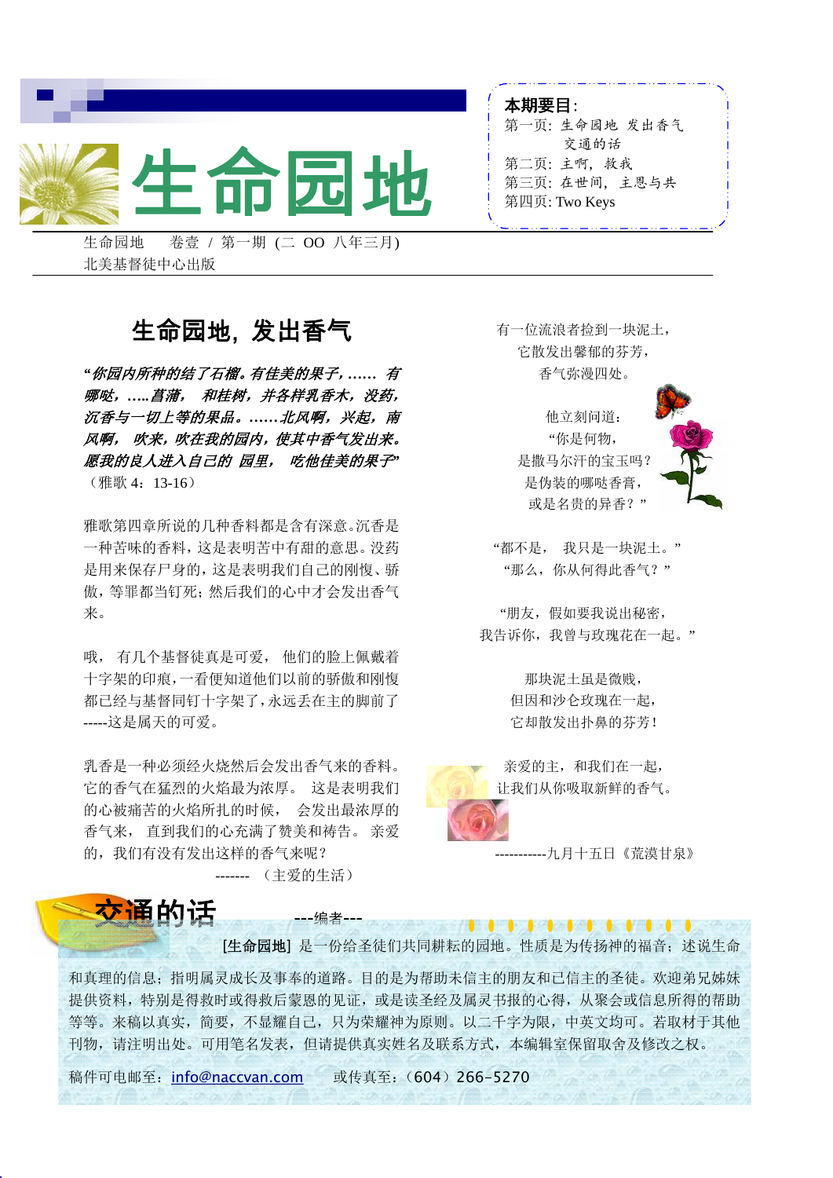# 生命园地

**本期要目**:
第一页: 生命园地 发出香气
　　　　交通的话
第二页: 主啊, 救我
第三页: 在世间, 主恩与共
第四页: Two Keys

生命园地　　卷壹 / 第一期 (二 OO 八年三月)
北美基督徒中心出版

## 生命园地, 发出香气

***"你园内所种的结了石榴。有佳美的果子, …… 有哪哒, …..菖蒲, 和桂树, 并各样乳香木, 没药, 沉香与一切上等的果品。……北风啊, 兴起, 南风啊, 吹来, 吹在我的园内, 使其中香气发出来。愿我的良人进入自己的 园里, 吃他佳美的果子"***（雅歌 4：13-16）

雅歌第四章所说的几种香料都是含有深意。沉香是一种苦味的香料, 这是表明苦中有甜的意思。没药是用来保存尸身的, 这是表明我们自己的刚愎、骄傲, 等罪都当钉死; 然后我们的心中才会发出香气来。

哦, 有几个基督徒真是可爱, 他们的脸上佩戴着十字架的印痕, 一看便知道他们以前的骄傲和刚愎都已经与基督同钉十字架了, 永远丢在主的脚前了-----这是属天的可爱。

乳香是一种必须经火烧然后会发出香气来的香料。它的香气在猛烈的火焰最为浓厚。 这是表明我们的心被痛苦的火焰所扎的时候, 会发出最浓厚的香气来, 直到我们的心充满了赞美和祷告。 亲爱的, 我们有没有发出这样的香气来呢?

------- （主爱的生活）

有一位流浪者捡到一块泥土,
它散发出馨郁的芬芳,
香气弥漫四处。

他立刻问道:
"你是何物,
是撒马尔汗的宝玉吗?
是伪装的哪哒香膏,
或是名贵的异香? "

"都不是, 我只是一块泥土。"
"那么, 你从何得此香气? "

"朋友, 假如要我说出秘密,
我告诉你, 我曾与玫瑰花在一起。"

那块泥土虽是微贱,
但因和沙仑玫瑰在一起,
它却散发出扑鼻的芬芳!

亲爱的主, 和我们在一起,
让我们从你吸取新鲜的香气。

-----------九月十五日《荒漠甘泉》

## 交通的话

---编者---

[生命园地] 是一份给圣徒们共同耕耘的园地。性质是为传扬神的福音; 述说生命和真理的信息; 指明属灵成长及事奉的道路。目的是为帮助未信主的朋友和已信主的圣徒。欢迎弟兄姊妹提供资料, 特别是得救时或得救后蒙恩的见证, 或是读圣经及属灵书报的心得, 从聚会或信息所得的帮助等等。来稿以真实, 简要, 不显耀自己, 只为荣耀神为原则。以二千字为限, 中英文均可。若取材于其他刊物, 请注明出处。可用笔名发表, 但请提供真实姓名及联系方式, 本编辑室保留取舍及修改之权。

稿件可电邮至: info@naccvan.com　　或传真至:（604）266-5270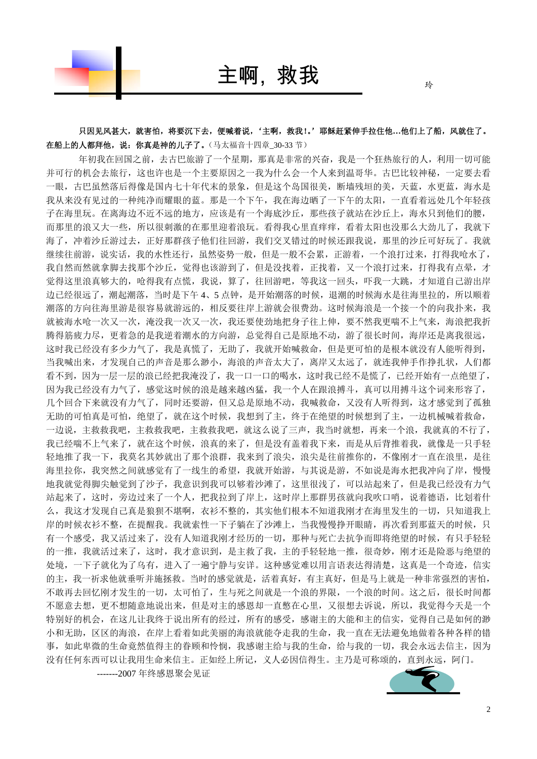# 主啊，救我

玲

**只因见风甚大，就害怕，将要沉下去，便喊着说，'主啊，救我！。'耶稣赶紧伸手拉住他…他们上了船，风就住了。在船上的人都拜他，说：你真是神的儿子了。**（马太福音十四章_30-33 节）

年初我在回国之前，去古巴旅游了一个星期，那真是非常的兴奋，我是一个狂热旅行的人，利用一切可能并可行的机会去旅行，这也许也是一个主要原因之一我为什么会一个人来到温哥华。古巴比较神秘，一定要去看一眼，古巴虽然落后得像是国内七十年代末的景象，但是这个岛国很美，断墙残垣的美，天蓝，水更蓝，海水是我从来没有见过的一种纯净而耀眼的蓝。那是一个下午，我在海边晒了一下午的太阳，一直看着远处几个年轻孩子在海里玩。在离海边不近不远的地方，应该是有一个海底沙丘，那些孩子就站在沙丘上，海水只到他们的腰，而那里的浪又大一些，所以很刺激的在那里迎着浪玩。看得我心里直痒痒，看着太阳也没那么大劲儿了，我就下海了，冲着沙丘游过去，正好那群孩子他们往回游，我们交叉错过的时候还跟我说，那里的沙丘可好玩了。我就继续往前游，说实话，我的水性还行，虽然姿势一般，但是一般不会累，正游着，一个浪打过来，打得我呛水了，我自然而然就拿脚去找那个沙丘，觉得也该游到了，但是没找着，正找着，又一个浪打过来，打得我有点晕，才觉得这里浪真够大的，呛得我有点慌，我说，算了，往回游吧，等我这一回头，吓我一大跳，才知道自己游出岸边已经很远了，潮起潮落，当时是下午 4、5 点钟，是开始潮落的时候，退潮的时候海水是往海里拉的，所以顺着潮落的方向往海里游是很容易就游远的，相反要往岸上游就会很费劲。这时候海浪是一个接一个的向我扑来，我就被海水呛一次又一次，淹没我一次又一次，我还要使劲地把身子往上伸，要不然我更喘不上气来，海浪把我折腾得筋疲力尽，更着急的是我逆着潮水的方向游，总觉得自己是原地不动，游了很长时间，海岸还是离我很远，这时我已经没有多少力气了，我是真慌了，无助了，我就开始喊救命，但是更可怕的是根本就没有人能听得到，当我喊出来，才发现自己的声音是那么渺小，海浪的声音太大了，离岸又太远了，就连我伸手作挣扎状，人们都看不到，因为一层一层的浪已经把我淹没了，我一口一口的喝水，这时我已经不是慌了，已经开始有一点绝望了，因为我已经没有力气了，感觉这时候的浪是越来越凶猛，我一个人在跟浪搏斗，真可以用搏斗这个词来形容了，几个回合下来就没有力气了，同时还要游，但又总是原地不动，我喊救命，又没有人听得到，这才感觉到了孤独无助的可怕真是可怕，绝望了，就在这个时候，我想到了主，终于在绝望的时候想到了主，一边机械喊着救命，一边说，主救救我吧，主救救我吧，主救救我吧，就这么说了三声，我当时就想，再来一个浪，我就真的不行了，我已经喘不上气来了，就在这个时候，浪真的来了，但是没有盖着我下来，而是从后背推着我，就像是一只手轻轻地推了我一下，我莫名其妙就出了那个浪群，我来到了浪尖，浪尖是往前推你的，不像刚才一直在浪里，是往海里拉你，我突然之间就感觉有了一线生的希望，我就开始游，与其说是游，不如说是海水把我冲向了岸，慢慢地我就觉得脚尖触觉到了沙子，我意识到我可以够着沙滩了，这里很浅了，可以站起来了，但是我已经没有力气站起来了，这时，旁边过来了一个人，把我拉到了岸上，这时岸上那群男孩就向我吹口哨，说着德语，比划着什么，我这才发现自己真是狼狈不堪啊，衣衫不整的，其实他们根本不知道我刚才在海里发生的一切，只知道我上岸的时候衣衫不整，在提醒我。我就索性一下子躺在了沙滩上，当我慢慢挣开眼睛，再次看到那蓝天的时候，只有一个感受，我又活过来了，没有人知道我刚才经历的一切，那种与死亡去抗争而即将绝望的时候，有只手轻轻的一推，我就活过来了，这时，我才意识到，是主救了我，主的手轻轻地一推，很奇妙，刚才还是险恶与绝望的处境，一下子就化为了乌有，进入了一遍宁静与安详。这种感觉难以用言语表达得清楚，这真是一个奇迹，信实的主，我一祈求他就垂听并施拯救。当时的感觉就是，活着真好，有主真好，但是马上就是一种非常强烈的害怕，不敢再去回忆刚才发生的一切，太可怕了，生与死之间就是一个浪的界限，一个浪的时间。这之后，很长时间都不愿意去想，更不想随意地说出来，但是对主的感恩却一直憋在心里，又很想去诉说，所以，我觉得今天是一个特别好的机会，在这儿让我终于说出所有的经过，所有的感受，感谢主的大能和主的信实，觉得自己是如何的渺小和无助，区区的海浪，在岸上看着如此美丽的海浪就能夺走我的生命，我一直在无法避免地做着各种各样的错事，如此卑微的生命竟然值得主的眷顾和怜悯，我感谢主给与我的生命，给与我的一切，我会永远去信主，因为没有任何东西可以让我用生命来信主。正如经上所记，义人必因信得生。主乃是可称颂的，直到永远，阿门。

-------2007 年终感恩聚会见证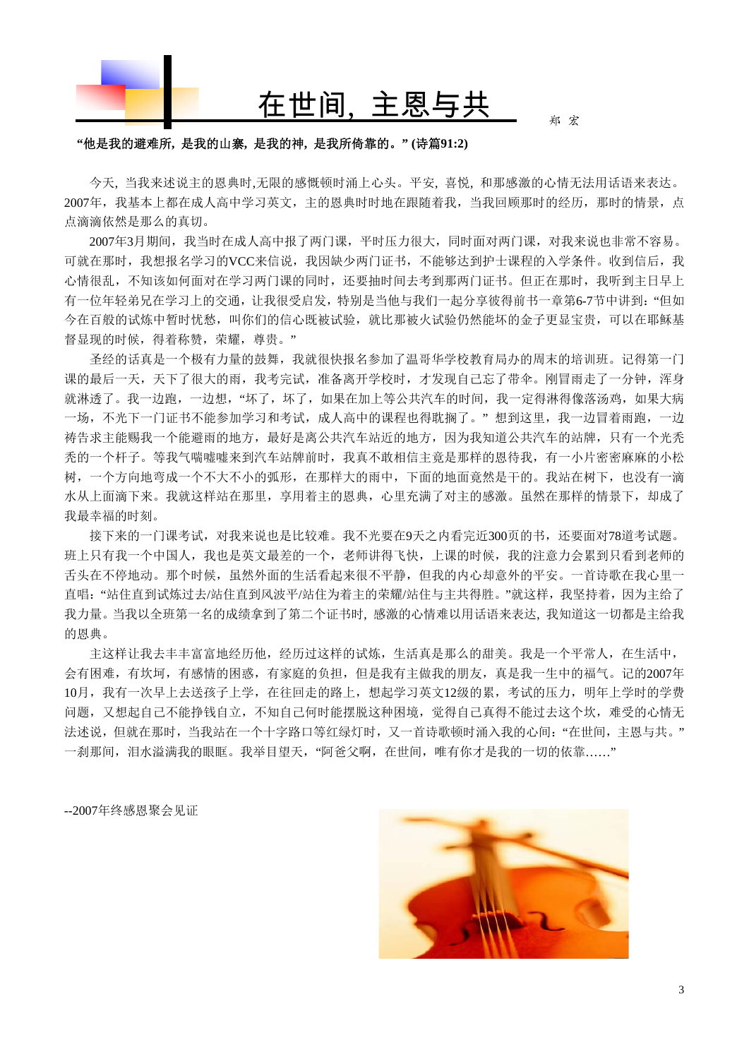# 在世间，主恩与共

郑 宏

**"他是我的避难所，是我的山寨，是我的神，是我所倚靠的。" (诗篇91:2)**

今天，当我来述说主的恩典时,无限的感慨顿时涌上心头。平安，喜悦，和那感激的心情无法用话语来表达。2007年，我基本上都在成人高中学习英文，主的恩典时时地在跟随着我，当我回顾那时的经历，那时的情景，点点滴滴依然是那么的真切。

2007年3月期间，我当时在成人高中报了两门课，平时压力很大，同时面对两门课，对我来说也非常不容易。可就在那时，我想报名学习的VCC来信说，我因缺少两门证书，不能够达到护士课程的入学条件。收到信后，我心情很乱，不知该如何面对在学习两门课的同时，还要抽时间去考到那两门证书。但正在那时，我听到主日早上有一位年轻弟兄在学习上的交通，让我很受启发，特别是当他与我们一起分享彼得前书一章第6-7节中讲到："但如今在百般的试炼中暂时忧愁，叫你们的信心既被试验，就比那被火试验仍然能坏的金子更显宝贵，可以在耶稣基督显现的时候，得着称赞，荣耀，尊贵。"

圣经的话真是一个极有力量的鼓舞，我就很快报名参加了温哥华学校教育局办的周末的培训班。记得第一门课的最后一天，天下了很大的雨，我考完试，准备离开学校时，才发现自己忘了带伞。刚冒雨走了一分钟，浑身就淋透了。我一边跑，一边想，"坏了，坏了，如果在加上等公共汽车的时间，我一定得淋得像落汤鸡，如果大病一场，不光下一门证书不能参加学习和考试，成人高中的课程也得耽搁了。" 想到这里，我一边冒着雨跑，一边祷告求主能赐我一个能避雨的地方，最好是离公共汽车站近的地方，因为我知道公共汽车的站牌，只有一个光秃秃的一个杆子。等我气喘嘘嘘来到汽车站牌前时，我真不敢相信主竟是那样的恩待我，有一小片密密麻麻的小松树，一个方向地弯成一个不大不小的弧形，在那样大的雨中，下面的地面竟然是干的。我站在树下，也没有一滴水从上面滴下来。我就这样站在那里，享用着主的恩典，心里充满了对主的感激。虽然在那样的情景下，却成了我最幸福的时刻。

接下来的一门课考试，对我来说也是比较难。我不光要在9天之内看完近300页的书，还要面对78道考试题。班上只有我一个中国人，我也是英文最差的一个，老师讲得飞快，上课的时候，我的注意力会累到只看到老师的舌头在不停地动。那个时候，虽然外面的生活看起来很不平静，但我的内心却意外的平安。一首诗歌在我心里一直唱："站住直到试炼过去/站住直到风波平/站住为着主的荣耀/站住与主共得胜。"就这样，我坚持着，因为主给了我力量。当我以全班第一名的成绩拿到了第二个证书时，感激的心情难以用话语来表达，我知道这一切都是主给我的恩典。

主这样让我去丰丰富富地经历他，经历过这样的试炼，生活真是那么的甜美。我是一个平常人，在生活中，会有困难，有坎坷，有感情的困惑，有家庭的负担，但是我有主做我的朋友，真是我一生中的福气。记的2007年10月，我有一次早上去送孩子上学，在往回走的路上，想起学习英文12级的累，考试的压力，明年上学时的学费问题，又想起自己不能挣钱自立，不知自己何时能摆脱这种困境，觉得自己真得不能过去这个坎，难受的心情无法述说，但就在那时，当我站在一个十字路口等红绿灯时，又一首诗歌顿时涌入我的心间："在世间，主恩与共。"一刹那间，泪水溢满我的眼眶。我举目望天，"阿爸父啊，在世间，唯有你才是我的一切的依靠……"

--2007年终感恩聚会见证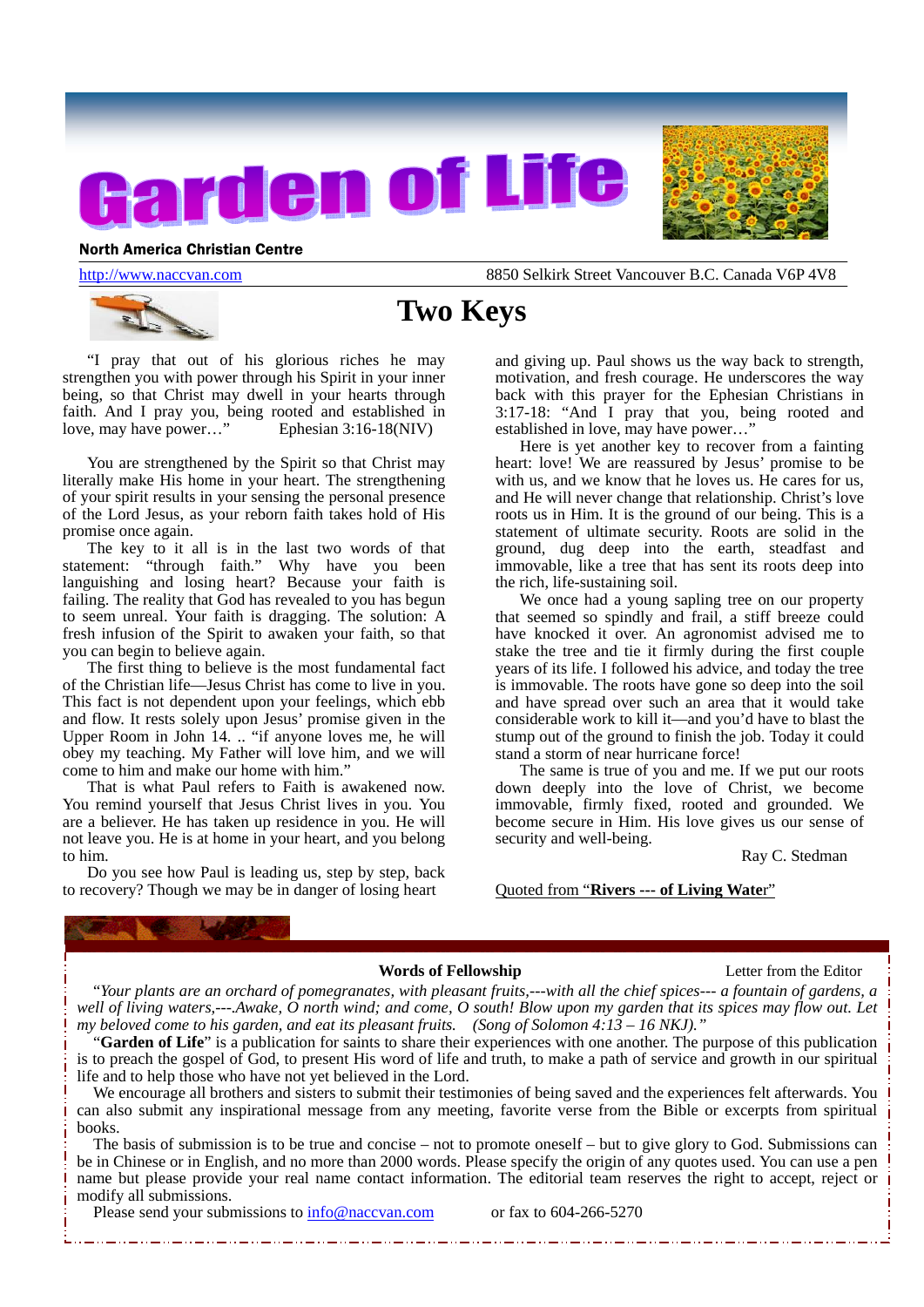# Garden of Life

**North America Christian Centre**

http://www.naccvan.com 8850 Selkirk Street Vancouver B.C. Canada V6P 4V8

## Two Keys

"I pray that out of his glorious riches he may strengthen you with power through his Spirit in your inner being, so that Christ may dwell in your hearts through faith. And I pray you, being rooted and established in love, may have power…" Ephesian 3:16-18(NIV)

You are strengthened by the Spirit so that Christ may literally make His home in your heart. The strengthening of your spirit results in your sensing the personal presence of the Lord Jesus, as your reborn faith takes hold of His promise once again.

The key to it all is in the last two words of that statement: "through faith." Why have you been languishing and losing heart? Because your faith is failing. The reality that God has revealed to you has begun to seem unreal. Your faith is dragging. The solution: A fresh infusion of the Spirit to awaken your faith, so that you can begin to believe again.

The first thing to believe is the most fundamental fact of the Christian life—Jesus Christ has come to live in you. This fact is not dependent upon your feelings, which ebb and flow. It rests solely upon Jesus' promise given in the Upper Room in John 14. .. "if anyone loves me, he will obey my teaching. My Father will love him, and we will come to him and make our home with him."

That is what Paul refers to Faith is awakened now. You remind yourself that Jesus Christ lives in you. You are a believer. He has taken up residence in you. He will not leave you. He is at home in your heart, and you belong to him.

Do you see how Paul is leading us, step by step, back to recovery? Though we may be in danger of losing heart and giving up. Paul shows us the way back to strength, motivation, and fresh courage. He underscores the way back with this prayer for the Ephesian Christians in 3:17-18: "And I pray that you, being rooted and established in love, may have power…"

Here is yet another key to recover from a fainting heart: love! We are reassured by Jesus' promise to be with us, and we know that he loves us. He cares for us, and He will never change that relationship. Christ's love roots us in Him. It is the ground of our being. This is a statement of ultimate security. Roots are solid in the ground, dug deep into the earth, steadfast and immovable, like a tree that has sent its roots deep into the rich, life-sustaining soil.

We once had a young sapling tree on our property that seemed so spindly and frail, a stiff breeze could have knocked it over. An agronomist advised me to stake the tree and tie it firmly during the first couple years of its life. I followed his advice, and today the tree is immovable. The roots have gone so deep into the soil and have spread over such an area that it would take considerable work to kill it—and you'd have to blast the stump out of the ground to finish the job. Today it could stand a storm of near hurricane force!

The same is true of you and me. If we put our roots down deeply into the love of Christ, we become immovable, firmly fixed, rooted and grounded. We become secure in Him. His love gives us our sense of security and well-being.

Ray C. Stedman

Quoted from "**Rivers --- of Living Wate**r"

---

**Words of Fellowship** Letter from the Editor

*"Your plants are an orchard of pomegranates, with pleasant fruits,---with all the chief spices--- a fountain of gardens, a well of living waters,---.Awake, O north wind; and come, O south! Blow upon my garden that its spices may flow out. Let my beloved come to his garden, and eat its pleasant fruits. (Song of Solomon 4:13 – 16 NKJ)."*

"**Garden of Life**" is a publication for saints to share their experiences with one another. The purpose of this publication is to preach the gospel of God, to present His word of life and truth, to make a path of service and growth in our spiritual life and to help those who have not yet believed in the Lord.

We encourage all brothers and sisters to submit their testimonies of being saved and the experiences felt afterwards. You can also submit any inspirational message from any meeting, favorite verse from the Bible or excerpts from spiritual books.

The basis of submission is to be true and concise – not to promote oneself – but to give glory to God. Submissions can be in Chinese or in English, and no more than 2000 words. Please specify the origin of any quotes used. You can use a pen name but please provide your real name contact information. The editorial team reserves the right to accept, reject or modify all submissions.

Please send your submissions to info@naccvan.com or fax to 604-266-5270